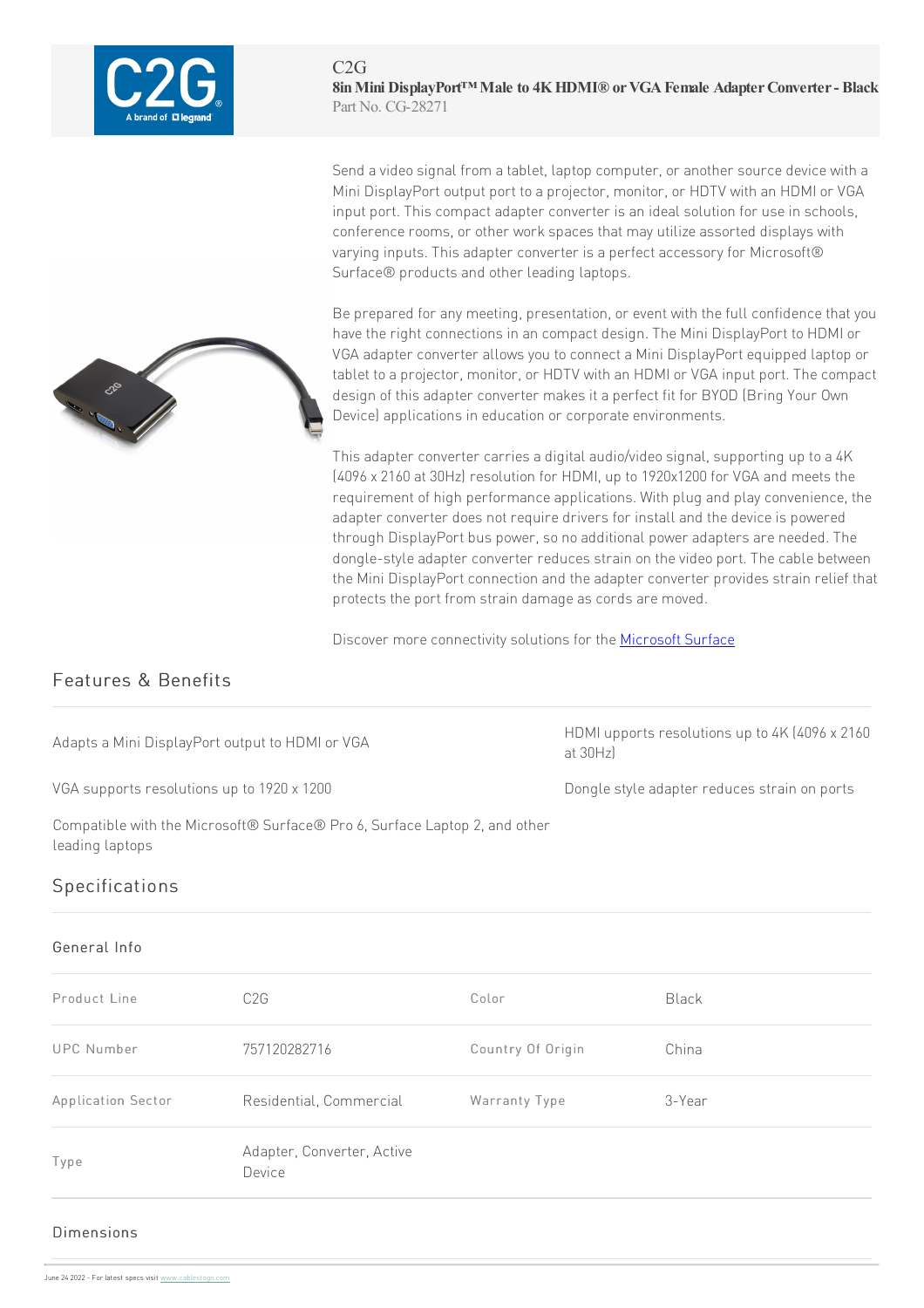C2G

**8in Mini DisplayPort™ Male to 4K HDMI® or VGA Female Adapter Converter - Black**

Part No. CG-28271

Send a video signal from a tablet, laptop computer, or another source device with a Mini DisplayPort output port to a projector, monitor, or HDTV with an HDMI or VGA input port. This compact adapter converter is an ideal solution for use in schools, conference rooms, or other work spaces that may utilize assorted displays with varying inputs. This adapter converter is a perfect accessory for Microsoft® Surface® products and other leading laptops.

Be prepared for any meeting, presentation, or event with the full confidence that you have the right connections in an compact design. The Mini DisplayPort to HDMI or VGA adapter converter allows you to connect a Mini DisplayPort equipped laptop or tablet to a projector, monitor, or HDTV with an HDMI or VGA input port. The compact design of this adapter converter makes it a perfect fit for BYOD (Bring Your Own Device) applications in education or corporate environments.

This adapter converter carries a digital audio/video signal, supporting up to a 4K (4096 x 2160 at 30Hz) resolution for HDMI, up to 1920x1200 for VGA and meets the requirement of high performance applications. With plug and play convenience, the adapter converter does not require drivers for install and the device is powered through DisplayPort bus power, so no additional power adapters are needed. The dongle-style adapter converter reduces strain on the video port. The cable between the Mini DisplayPort connection and the adapter converter provides strain relief that protects the port from strain damage as cords are moved.

Discover more connectivity solutions for the [Microsoft Surface]

## Features & Benefits

- Adapts a Mini DisplayPort output to HDMI or VGA
- HDMI upports resolutions up to 4K (4096 x 2160 at 30Hz)
- VGA supports resolutions up to 1920 x 1200
- Dongle style adapter reduces strain on ports
- Compatible with the Microsoft® Surface® Pro 6, Surface Laptop 2, and other leading laptops

## Specifications

### General Info

| | | | |
|---|---|---|---|
| Product Line | C2G | Color | Black |
| UPC Number | 757120282716 | Country Of Origin | China |
| Application Sector | Residential, Commercial | Warranty Type | 3-Year |
| Type | Adapter, Converter, Active Device | | |

### Dimensions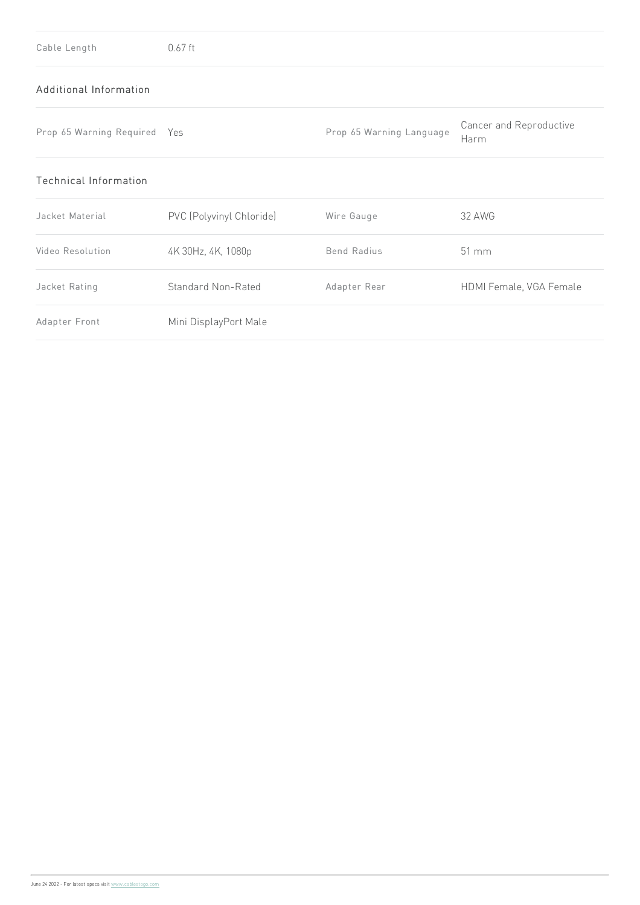| | |
|---|---|
| Cable Length | 0.67 ft |

## Additional Information

| | | | |
|---|---|---|---|
| Prop 65 Warning Required | Yes | Prop 65 Warning Language | Cancer and Reproductive Harm |

## Technical Information

| | | | |
|---|---|---|---|
| Jacket Material | PVC (Polyvinyl Chloride) | Wire Gauge | 32 AWG |
| Video Resolution | 4K 30Hz, 4K, 1080p | Bend Radius | 51 mm |
| Jacket Rating | Standard Non-Rated | Adapter Rear | HDMI Female, VGA Female |
| Adapter Front | Mini DisplayPort Male | | |

June 24 2022 - For latest specs visit www.cablestogo.com